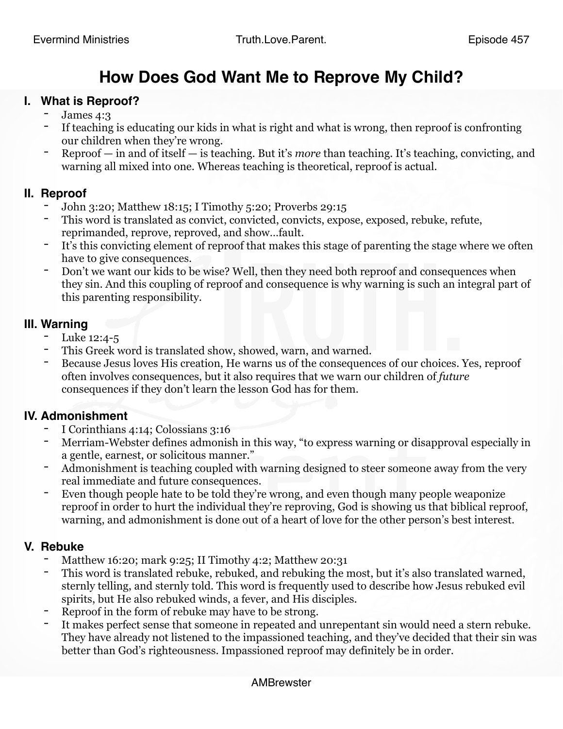# How Does God Want Me to Reprove My Child?

## I. What is Reproof?

- James 4:3
- If teaching is educating our kids in what is right and what is wrong, then reproof is confronting our children when they're wrong.
- Reproof — in and of itself — is teaching. But it's *more* than teaching. It's teaching, convicting, and warning all mixed into one. Whereas teaching is theoretical, reproof is actual.

## II. Reproof

- John 3:20; Matthew 18:15; I Timothy 5:20; Proverbs 29:15
- This word is translated as convict, convicted, convicts, expose, exposed, rebuke, refute, reprimanded, reprove, reproved, and show…fault.
- It's this convicting element of reproof that makes this stage of parenting the stage where we often have to give consequences.
- Don't we want our kids to be wise? Well, then they need both reproof and consequences when they sin. And this coupling of reproof and consequence is why warning is such an integral part of this parenting responsibility.

## III. Warning

- Luke 12:4-5
- This Greek word is translated show, showed, warn, and warned.
- Because Jesus loves His creation, He warns us of the consequences of our choices. Yes, reproof often involves consequences, but it also requires that we warn our children of *future* consequences if they don't learn the lesson God has for them.

## IV. Admonishment

- I Corinthians 4:14; Colossians 3:16
- Merriam-Webster defines admonish in this way, "to express warning or disapproval especially in a gentle, earnest, or solicitous manner."
- Admonishment is teaching coupled with warning designed to steer someone away from the very real immediate and future consequences.
- Even though people hate to be told they're wrong, and even though many people weaponize reproof in order to hurt the individual they're reproving, God is showing us that biblical reproof, warning, and admonishment is done out of a heart of love for the other person's best interest.

## V. Rebuke

- Matthew 16:20; mark 9:25; II Timothy 4:2; Matthew 20:31
- This word is translated rebuke, rebuked, and rebuking the most, but it's also translated warned, sternly telling, and sternly told. This word is frequently used to describe how Jesus rebuked evil spirits, but He also rebuked winds, a fever, and His disciples.
- Reproof in the form of rebuke may have to be strong.
- It makes perfect sense that someone in repeated and unrepentant sin would need a stern rebuke. They have already not listened to the impassioned teaching, and they've decided that their sin was better than God's righteousness. Impassioned reproof may definitely be in order.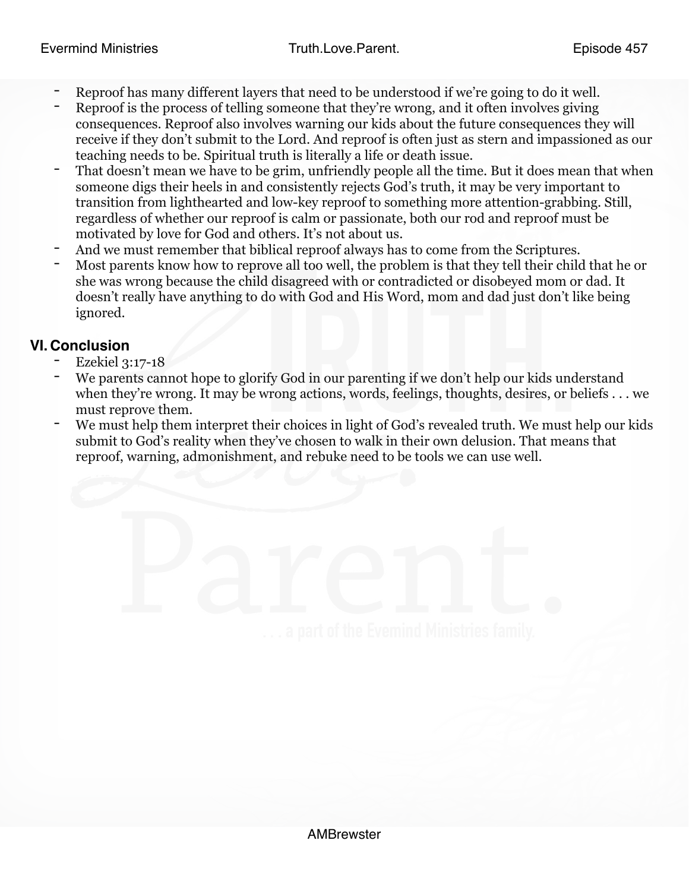- Reproof has many different layers that need to be understood if we're going to do it well.
- Reproof is the process of telling someone that they're wrong, and it often involves giving consequences. Reproof also involves warning our kids about the future consequences they will receive if they don't submit to the Lord. And reproof is often just as stern and impassioned as our teaching needs to be. Spiritual truth is literally a life or death issue.
- That doesn't mean we have to be grim, unfriendly people all the time. But it does mean that when someone digs their heels in and consistently rejects God's truth, it may be very important to transition from lighthearted and low-key reproof to something more attention-grabbing. Still, regardless of whether our reproof is calm or passionate, both our rod and reproof must be motivated by love for God and others. It's not about us.
- And we must remember that biblical reproof always has to come from the Scriptures.
- Most parents know how to reprove all too well, the problem is that they tell their child that he or she was wrong because the child disagreed with or contradicted or disobeyed mom or dad. It doesn't really have anything to do with God and His Word, mom and dad just don't like being ignored.

## VI. Conclusion

- Ezekiel 3:17-18
- We parents cannot hope to glorify God in our parenting if we don't help our kids understand when they're wrong. It may be wrong actions, words, feelings, thoughts, desires, or beliefs . . . we must reprove them.
- We must help them interpret their choices in light of God's revealed truth. We must help our kids submit to God's reality when they've chosen to walk in their own delusion. That means that reproof, warning, admonishment, and rebuke need to be tools we can use well.